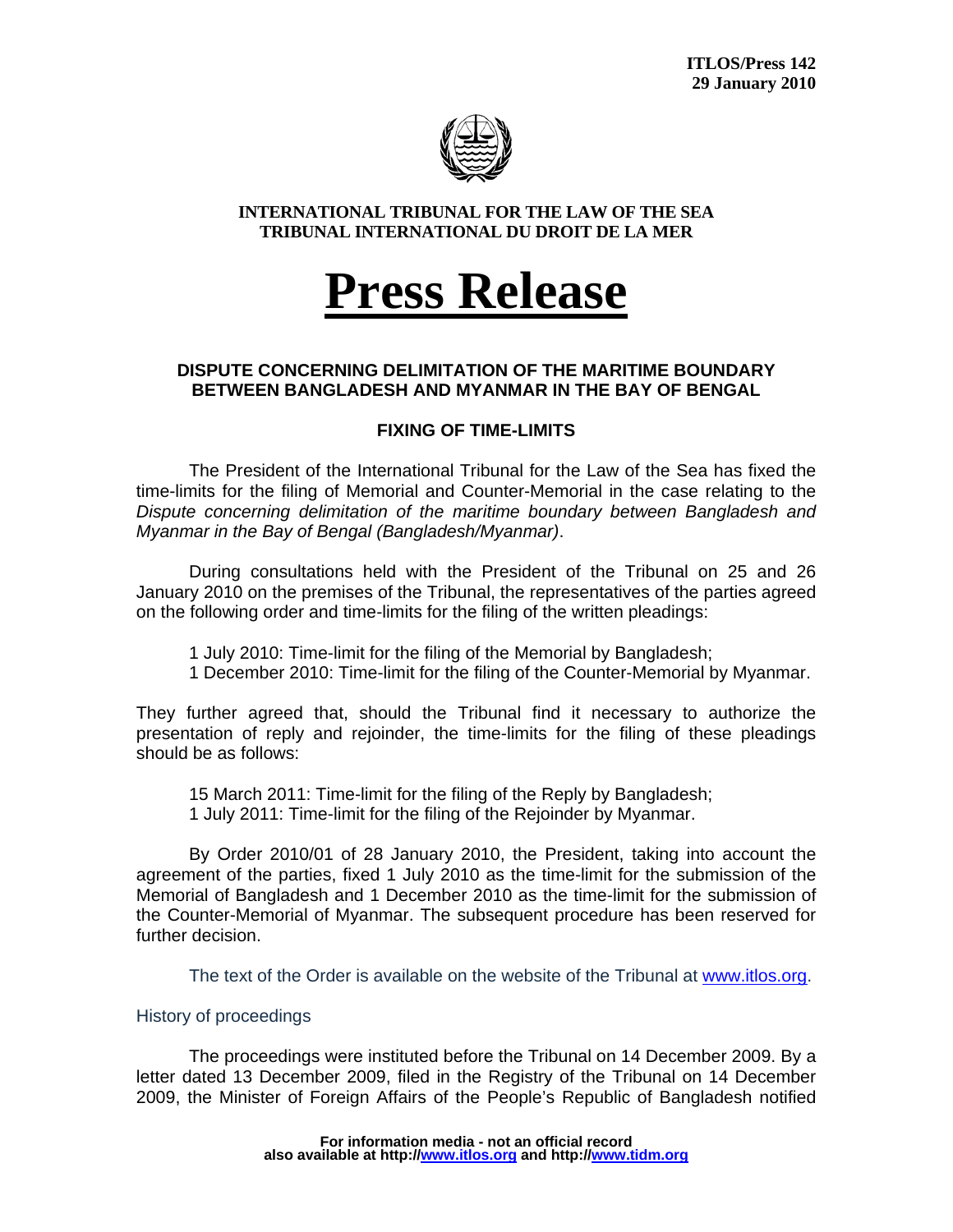**ITLOS/Press 142**
**29 January 2010**

**INTERNATIONAL TRIBUNAL FOR THE LAW OF THE SEA**
**TRIBUNAL INTERNATIONAL DU DROIT DE LA MER**

# Press Release

## DISPUTE CONCERNING DELIMITATION OF THE MARITIME BOUNDARY BETWEEN BANGLADESH AND MYANMAR IN THE BAY OF BENGAL

### FIXING OF TIME-LIMITS

The President of the International Tribunal for the Law of the Sea has fixed the time-limits for the filing of Memorial and Counter-Memorial in the case relating to the *Dispute concerning delimitation of the maritime boundary between Bangladesh and Myanmar in the Bay of Bengal (Bangladesh/Myanmar)*.

During consultations held with the President of the Tribunal on 25 and 26 January 2010 on the premises of the Tribunal, the representatives of the parties agreed on the following order and time-limits for the filing of the written pleadings:

1 July 2010: Time-limit for the filing of the Memorial by Bangladesh;
1 December 2010: Time-limit for the filing of the Counter-Memorial by Myanmar.

They further agreed that, should the Tribunal find it necessary to authorize the presentation of reply and rejoinder, the time-limits for the filing of these pleadings should be as follows:

15 March 2011: Time-limit for the filing of the Reply by Bangladesh;
1 July 2011: Time-limit for the filing of the Rejoinder by Myanmar.

By Order 2010/01 of 28 January 2010, the President, taking into account the agreement of the parties, fixed 1 July 2010 as the time-limit for the submission of the Memorial of Bangladesh and 1 December 2010 as the time-limit for the submission of the Counter-Memorial of Myanmar. The subsequent procedure has been reserved for further decision.

The text of the Order is available on the website of the Tribunal at www.itlos.org.

History of proceedings

The proceedings were instituted before the Tribunal on 14 December 2009. By a letter dated 13 December 2009, filed in the Registry of the Tribunal on 14 December 2009, the Minister of Foreign Affairs of the People's Republic of Bangladesh notified

**For information media - not an official record**
**also available at http://www.itlos.org and http://www.tidm.org**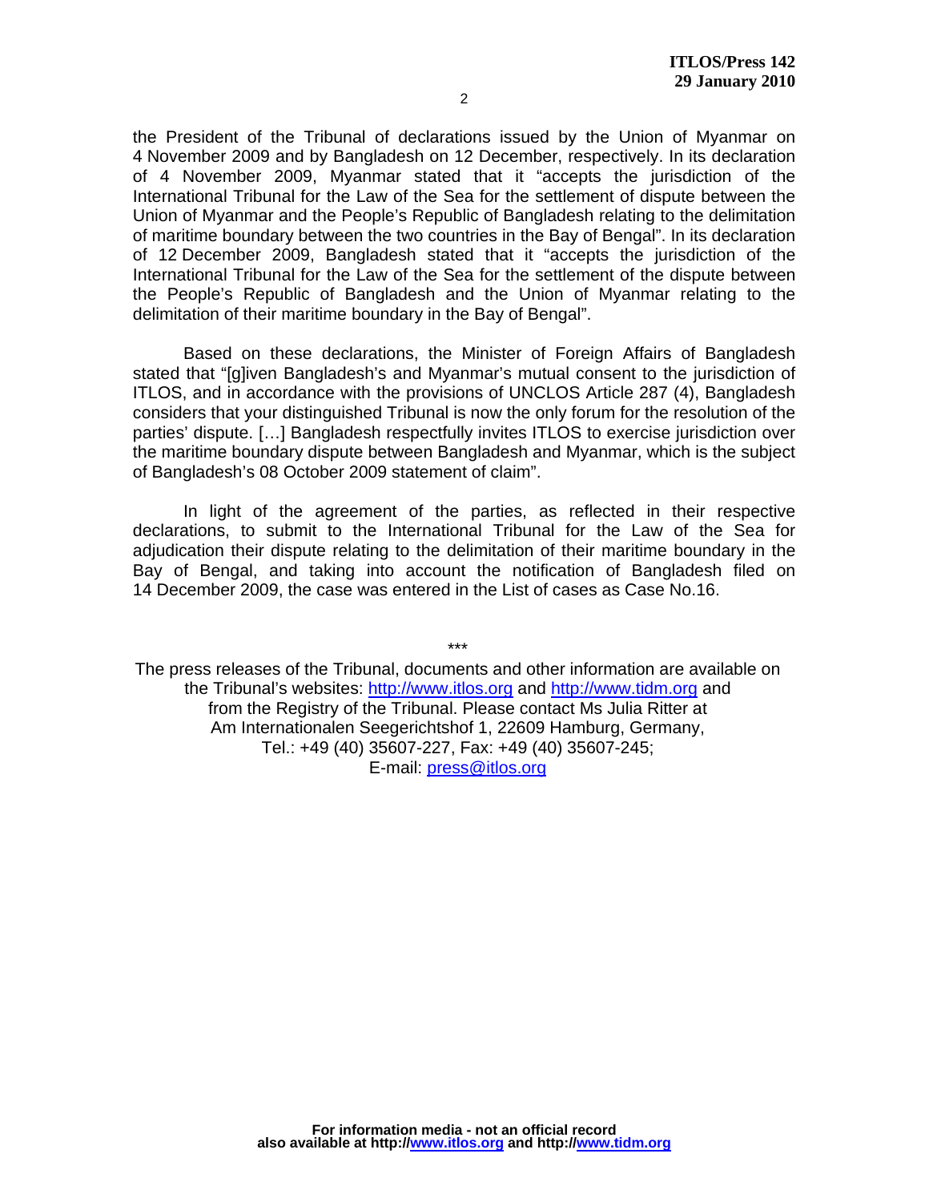the President of the Tribunal of declarations issued by the Union of Myanmar on 4 November 2009 and by Bangladesh on 12 December, respectively. In its declaration of 4 November 2009, Myanmar stated that it "accepts the jurisdiction of the International Tribunal for the Law of the Sea for the settlement of dispute between the Union of Myanmar and the People's Republic of Bangladesh relating to the delimitation of maritime boundary between the two countries in the Bay of Bengal". In its declaration of 12 December 2009, Bangladesh stated that it "accepts the jurisdiction of the International Tribunal for the Law of the Sea for the settlement of the dispute between the People's Republic of Bangladesh and the Union of Myanmar relating to the delimitation of their maritime boundary in the Bay of Bengal".

Based on these declarations, the Minister of Foreign Affairs of Bangladesh stated that "[g]iven Bangladesh's and Myanmar's mutual consent to the jurisdiction of ITLOS, and in accordance with the provisions of UNCLOS Article 287 (4), Bangladesh considers that your distinguished Tribunal is now the only forum for the resolution of the parties' dispute. […] Bangladesh respectfully invites ITLOS to exercise jurisdiction over the maritime boundary dispute between Bangladesh and Myanmar, which is the subject of Bangladesh's 08 October 2009 statement of claim".

In light of the agreement of the parties, as reflected in their respective declarations, to submit to the International Tribunal for the Law of the Sea for adjudication their dispute relating to the delimitation of their maritime boundary in the Bay of Bengal, and taking into account the notification of Bangladesh filed on 14 December 2009, the case was entered in the List of cases as Case No.16.

\*\*\*

The press releases of the Tribunal, documents and other information are available on the Tribunal's websites: http://www.itlos.org and http://www.tidm.org and from the Registry of the Tribunal. Please contact Ms Julia Ritter at Am Internationalen Seegerichtshof 1, 22609 Hamburg, Germany, Tel.: +49 (40) 35607-227, Fax: +49 (40) 35607-245; E-mail: press@itlos.org